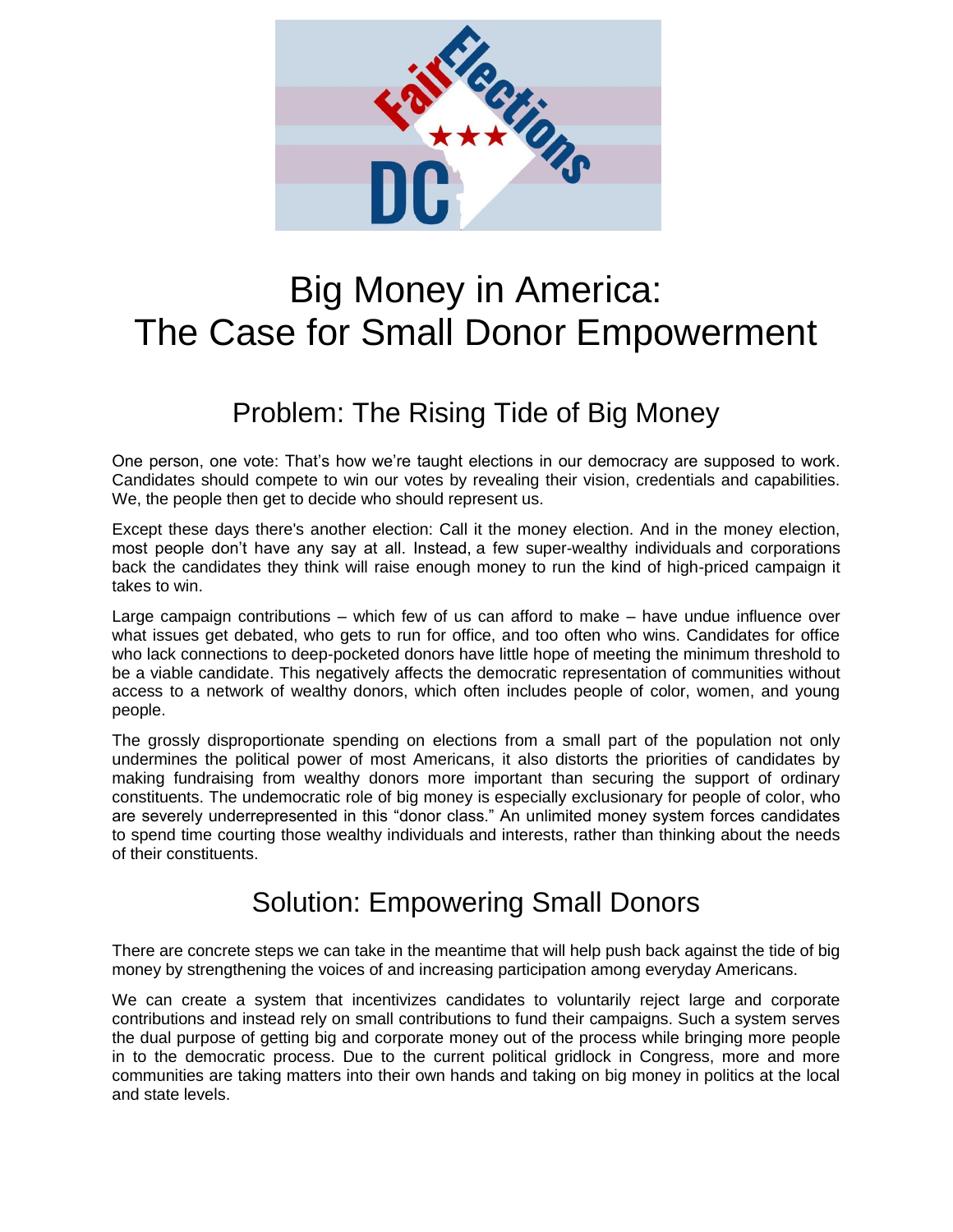# Big Money in America: The Case for Small Donor Empowerment

## Problem: The Rising Tide of Big Money

One person, one vote: That's how we're taught elections in our democracy are supposed to work. Candidates should compete to win our votes by revealing their vision, credentials and capabilities. We, the people then get to decide who should represent us.

Except these days there's another election: Call it the money election. And in the money election, most people don't have any say at all. Instead, a few super-wealthy individuals and corporations back the candidates they think will raise enough money to run the kind of high-priced campaign it takes to win.

Large campaign contributions – which few of us can afford to make – have undue influence over what issues get debated, who gets to run for office, and too often who wins. Candidates for office who lack connections to deep-pocketed donors have little hope of meeting the minimum threshold to be a viable candidate. This negatively affects the democratic representation of communities without access to a network of wealthy donors, which often includes people of color, women, and young people.

The grossly disproportionate spending on elections from a small part of the population not only undermines the political power of most Americans, it also distorts the priorities of candidates by making fundraising from wealthy donors more important than securing the support of ordinary constituents. The undemocratic role of big money is especially exclusionary for people of color, who are severely underrepresented in this "donor class." An unlimited money system forces candidates to spend time courting those wealthy individuals and interests, rather than thinking about the needs of their constituents.

## Solution: Empowering Small Donors

There are concrete steps we can take in the meantime that will help push back against the tide of big money by strengthening the voices of and increasing participation among everyday Americans.

We can create a system that incentivizes candidates to voluntarily reject large and corporate contributions and instead rely on small contributions to fund their campaigns. Such a system serves the dual purpose of getting big and corporate money out of the process while bringing more people in to the democratic process. Due to the current political gridlock in Congress, more and more communities are taking matters into their own hands and taking on big money in politics at the local and state levels.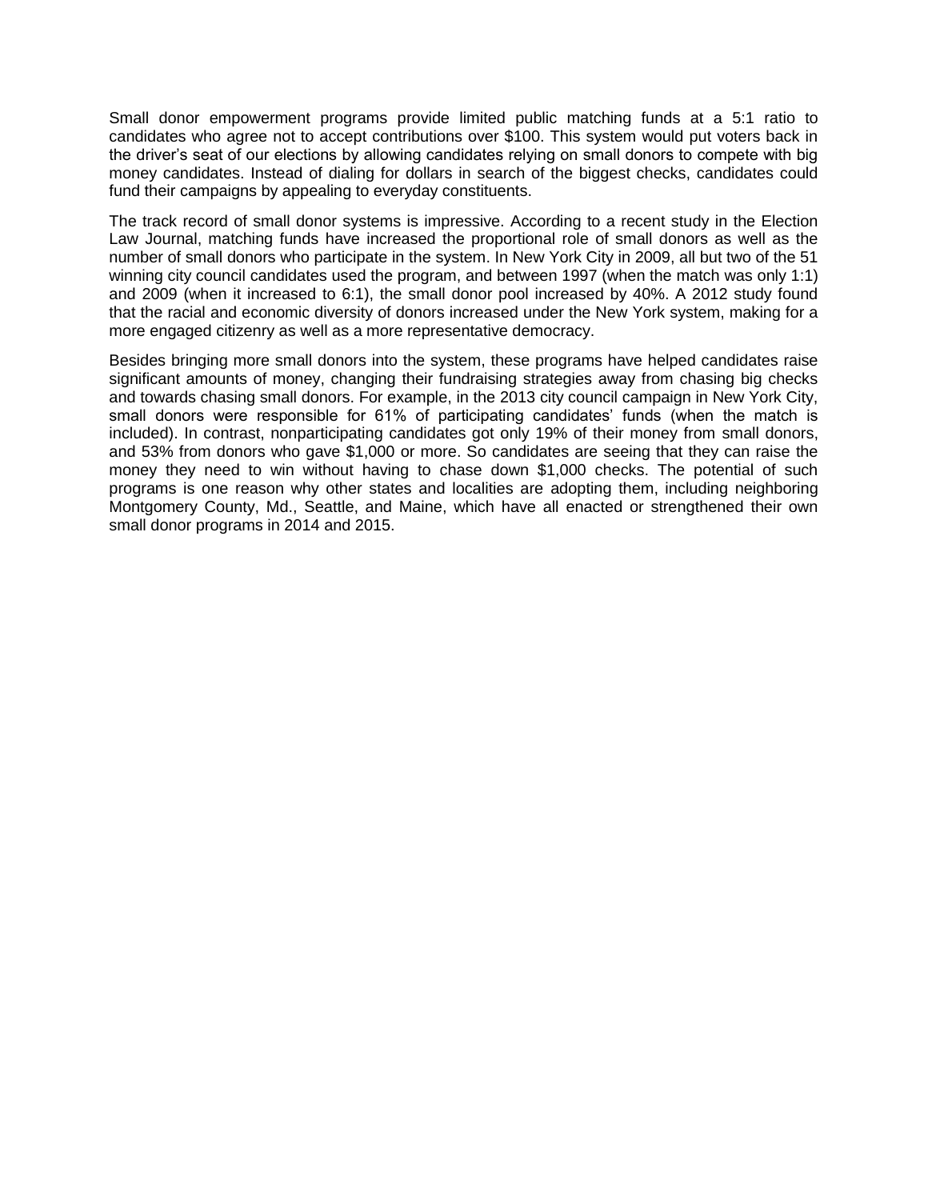Small donor empowerment programs provide limited public matching funds at a 5:1 ratio to candidates who agree not to accept contributions over $100. This system would put voters back in the driver's seat of our elections by allowing candidates relying on small donors to compete with big money candidates. Instead of dialing for dollars in search of the biggest checks, candidates could fund their campaigns by appealing to everyday constituents.

The track record of small donor systems is impressive. According to a recent study in the Election Law Journal, matching funds have increased the proportional role of small donors as well as the number of small donors who participate in the system. In New York City in 2009, all but two of the 51 winning city council candidates used the program, and between 1997 (when the match was only 1:1) and 2009 (when it increased to 6:1), the small donor pool increased by 40%. A 2012 study found that the racial and economic diversity of donors increased under the New York system, making for a more engaged citizenry as well as a more representative democracy.

Besides bringing more small donors into the system, these programs have helped candidates raise significant amounts of money, changing their fundraising strategies away from chasing big checks and towards chasing small donors. For example, in the 2013 city council campaign in New York City, small donors were responsible for 61% of participating candidates' funds (when the match is included). In contrast, nonparticipating candidates got only 19% of their money from small donors, and 53% from donors who gave $1,000 or more. So candidates are seeing that they can raise the money they need to win without having to chase down $1,000 checks. The potential of such programs is one reason why other states and localities are adopting them, including neighboring Montgomery County, Md., Seattle, and Maine, which have all enacted or strengthened their own small donor programs in 2014 and 2015.